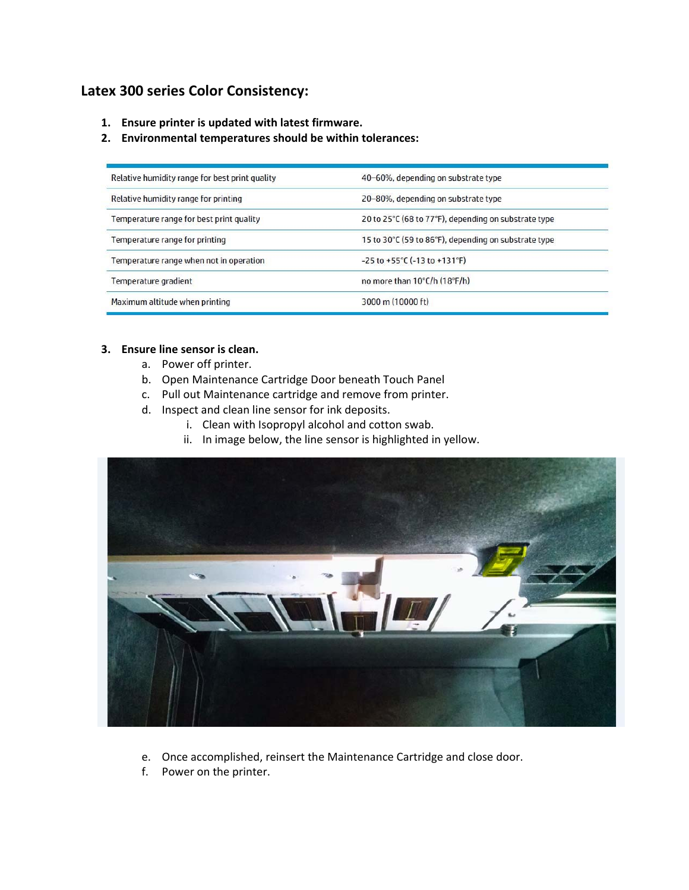## Latex 300 series Color Consistency:

1. **Ensure printer is updated with latest firmware.**
2. **Environmental temperatures should be within tolerances:**

| | |
|---|---|
| Relative humidity range for best print quality | 40–60%, depending on substrate type |
| Relative humidity range for printing | 20–80%, depending on substrate type |
| Temperature range for best print quality | 20 to 25°C (68 to 77°F), depending on substrate type |
| Temperature range for printing | 15 to 30°C (59 to 86°F), depending on substrate type |
| Temperature range when not in operation | -25 to +55°C (-13 to +131°F) |
| Temperature gradient | no more than 10°C/h (18°F/h) |
| Maximum altitude when printing | 3000 m (10000 ft) |

3. **Ensure line sensor is clean.**
   a. Power off printer.
   b. Open Maintenance Cartridge Door beneath Touch Panel
   c. Pull out Maintenance cartridge and remove from printer.
   d. Inspect and clean line sensor for ink deposits.
      i. Clean with Isopropyl alcohol and cotton swab.
      ii. In image below, the line sensor is highlighted in yellow.

   e. Once accomplished, reinsert the Maintenance Cartridge and close door.
   f. Power on the printer.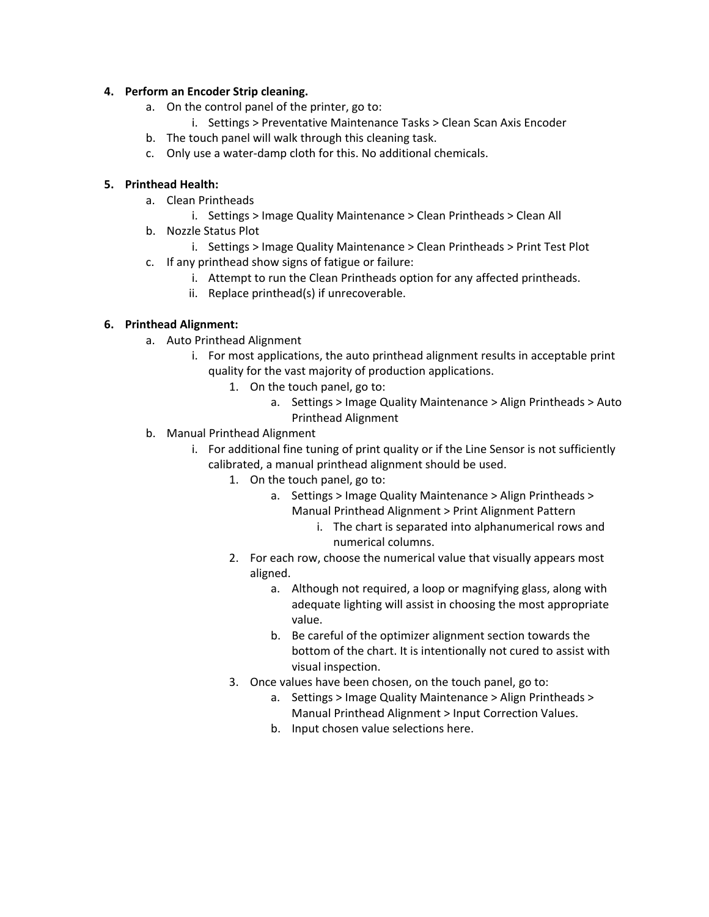4. **Perform an Encoder Strip cleaning.**
    a. On the control panel of the printer, go to:
        i. Settings > Preventative Maintenance Tasks > Clean Scan Axis Encoder
    b. The touch panel will walk through this cleaning task.
    c. Only use a water-damp cloth for this. No additional chemicals.

5. **Printhead Health:**
    a. Clean Printheads
        i. Settings > Image Quality Maintenance > Clean Printheads > Clean All
    b. Nozzle Status Plot
        i. Settings > Image Quality Maintenance > Clean Printheads > Print Test Plot
    c. If any printhead show signs of fatigue or failure:
        i. Attempt to run the Clean Printheads option for any affected printheads.
        ii. Replace printhead(s) if unrecoverable.

6. **Printhead Alignment:**
    a. Auto Printhead Alignment
        i. For most applications, the auto printhead alignment results in acceptable print quality for the vast majority of production applications.
            1. On the touch panel, go to:
                a. Settings > Image Quality Maintenance > Align Printheads > Auto Printhead Alignment
    b. Manual Printhead Alignment
        i. For additional fine tuning of print quality or if the Line Sensor is not sufficiently calibrated, a manual printhead alignment should be used.
            1. On the touch panel, go to:
                a. Settings > Image Quality Maintenance > Align Printheads > Manual Printhead Alignment > Print Alignment Pattern
                    i. The chart is separated into alphanumerical rows and numerical columns.
            2. For each row, choose the numerical value that visually appears most aligned.
                a. Although not required, a loop or magnifying glass, along with adequate lighting will assist in choosing the most appropriate value.
                b. Be careful of the optimizer alignment section towards the bottom of the chart. It is intentionally not cured to assist with visual inspection.
            3. Once values have been chosen, on the touch panel, go to:
                a. Settings > Image Quality Maintenance > Align Printheads > Manual Printhead Alignment > Input Correction Values.
                b. Input chosen value selections here.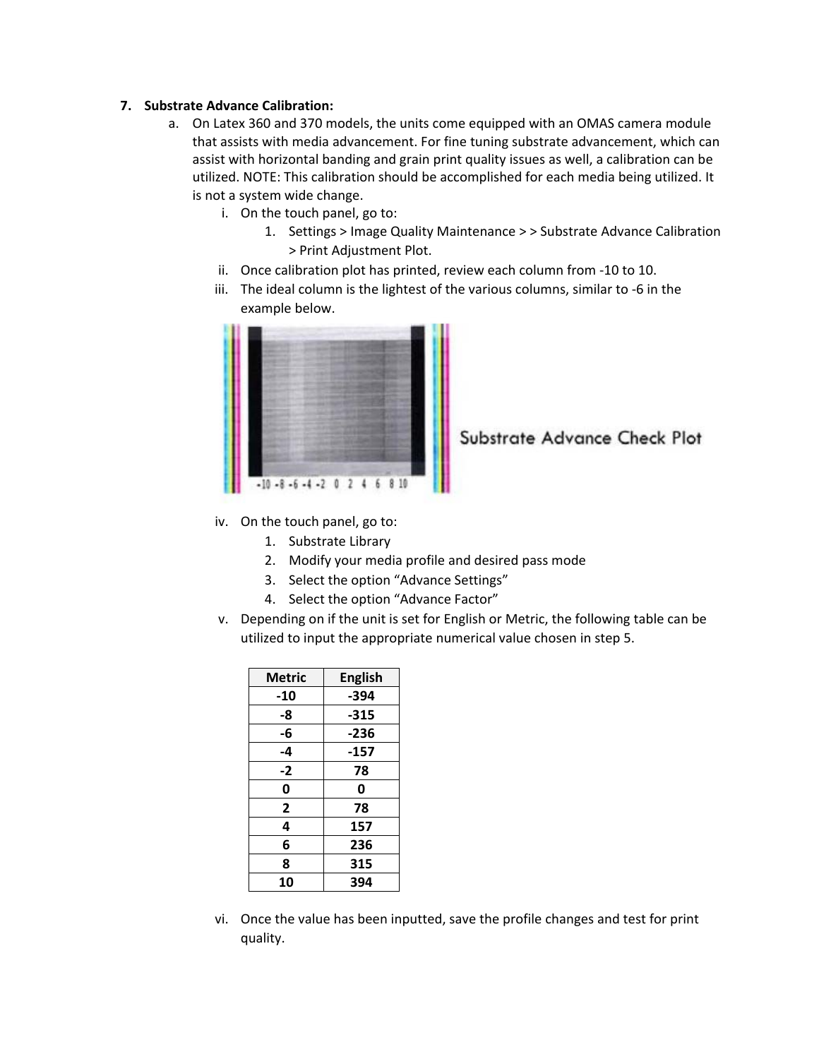7. **Substrate Advance Calibration:**
    a. On Latex 360 and 370 models, the units come equipped with an OMAS camera module that assists with media advancement. For fine tuning substrate advancement, which can assist with horizontal banding and grain print quality issues as well, a calibration can be utilized. NOTE: This calibration should be accomplished for each media being utilized. It is not a system wide change.
        i. On the touch panel, go to:
            1. Settings > Image Quality Maintenance > > Substrate Advance Calibration > Print Adjustment Plot.
        ii. Once calibration plot has printed, review each column from -10 to 10.
        iii. The ideal column is the lightest of the various columns, similar to -6 in the example below.

Substrate Advance Check Plot

        iv. On the touch panel, go to:
            1. Substrate Library
            2. Modify your media profile and desired pass mode
            3. Select the option "Advance Settings"
            4. Select the option "Advance Factor"
        v. Depending on if the unit is set for English or Metric, the following table can be utilized to input the appropriate numerical value chosen in step 5.

| Metric | English |
|---|---|
| -10 | -394 |
| -8 | -315 |
| -6 | -236 |
| -4 | -157 |
| -2 | 78 |
| 0 | 0 |
| 2 | 78 |
| 4 | 157 |
| 6 | 236 |
| 8 | 315 |
| 10 | 394 |

        vi. Once the value has been inputted, save the profile changes and test for print quality.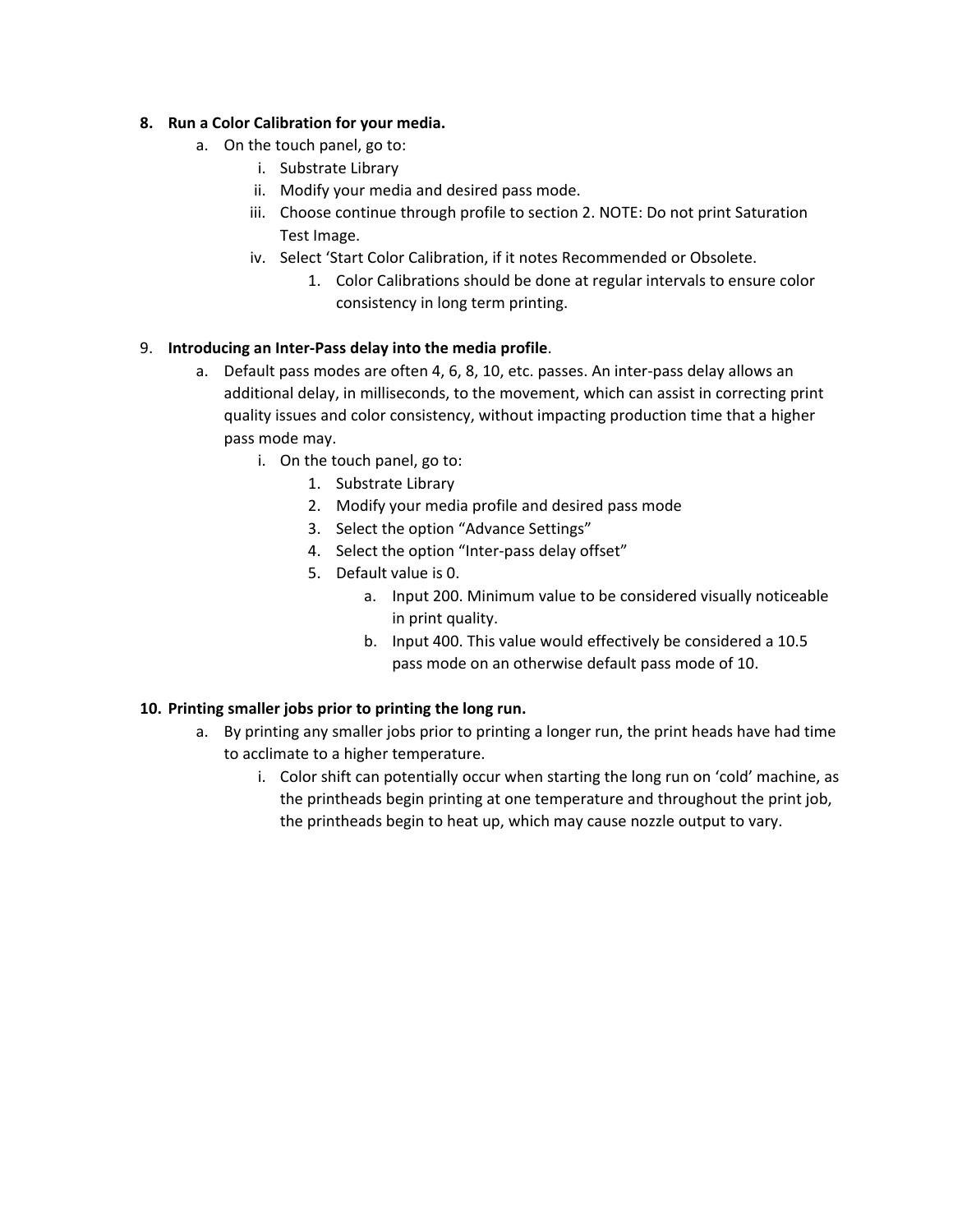8. **Run a Color Calibration for your media.**
    a. On the touch panel, go to:
        i. Substrate Library
        ii. Modify your media and desired pass mode.
        iii. Choose continue through profile to section 2. NOTE: Do not print Saturation Test Image.
        iv. Select 'Start Color Calibration, if it notes Recommended or Obsolete.
            1. Color Calibrations should be done at regular intervals to ensure color consistency in long term printing.

9. **Introducing an Inter-Pass delay into the media profile**.
    a. Default pass modes are often 4, 6, 8, 10, etc. passes. An inter-pass delay allows an additional delay, in milliseconds, to the movement, which can assist in correcting print quality issues and color consistency, without impacting production time that a higher pass mode may.
        i. On the touch panel, go to:
            1. Substrate Library
            2. Modify your media profile and desired pass mode
            3. Select the option "Advance Settings"
            4. Select the option "Inter-pass delay offset"
            5. Default value is 0.
                a. Input 200. Minimum value to be considered visually noticeable in print quality.
                b. Input 400. This value would effectively be considered a 10.5 pass mode on an otherwise default pass mode of 10.

10. **Printing smaller jobs prior to printing the long run.**
    a. By printing any smaller jobs prior to printing a longer run, the print heads have had time to acclimate to a higher temperature.
        i. Color shift can potentially occur when starting the long run on 'cold' machine, as the printheads begin printing at one temperature and throughout the print job, the printheads begin to heat up, which may cause nozzle output to vary.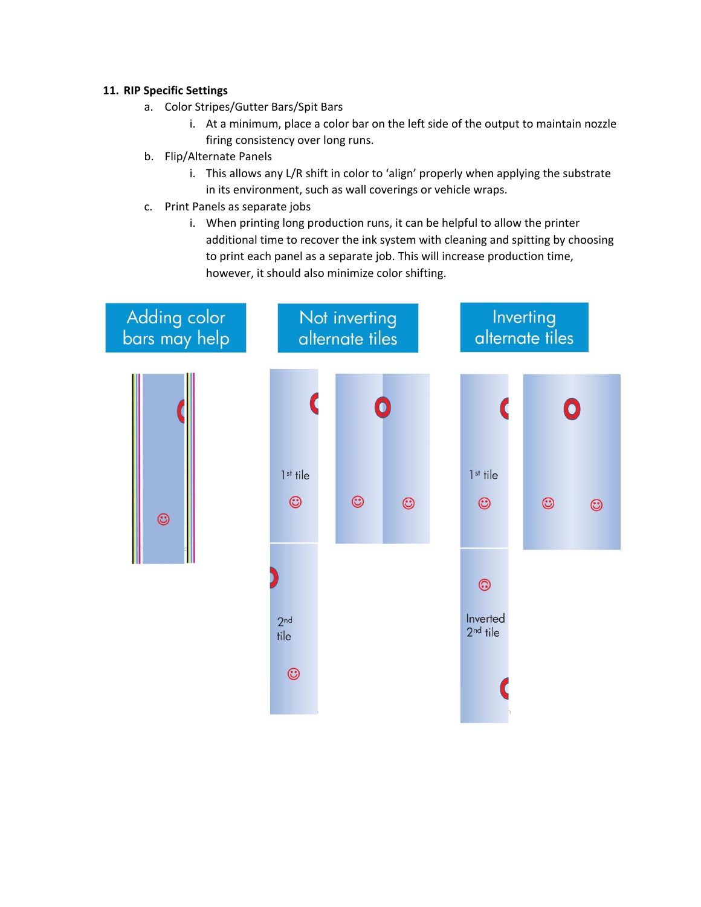## 11. RIP Specific Settings

a. Color Stripes/Gutter Bars/Spit Bars

   i. At a minimum, place a color bar on the left side of the output to maintain nozzle firing consistency over long runs.

b. Flip/Alternate Panels

   i. This allows any L/R shift in color to 'align' properly when applying the substrate in its environment, such as wall coverings or vehicle wraps.

c. Print Panels as separate jobs

   i. When printing long production runs, it can be helpful to allow the printer additional time to recover the ink system with cleaning and spitting by choosing to print each panel as a separate job. This will increase production time, however, it should also minimize color shifting.

Adding color bars may help

Not inverting alternate tiles

1st tile

2nd tile

Inverting alternate tiles

1st tile

Inverted 2nd tile